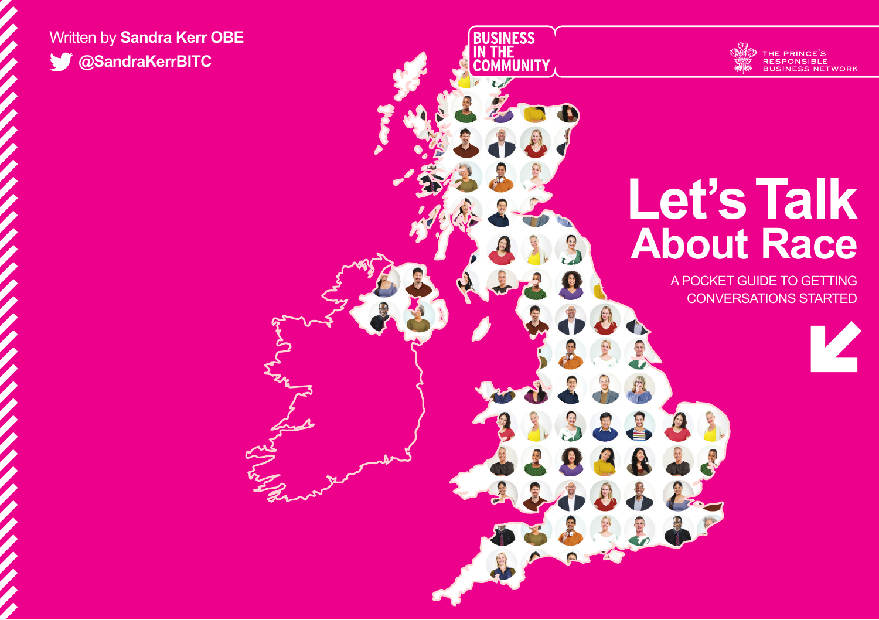Written by **Sandra Kerr OBE**

**@SandraKerrBITC**

BUSINESS IN THE COMMUNITY

THE PRINCE'S RESPONSIBLE BUSINESS NETWORK

# Let's Talk About Race

A POCKET GUIDE TO GETTING CONVERSATIONS STARTED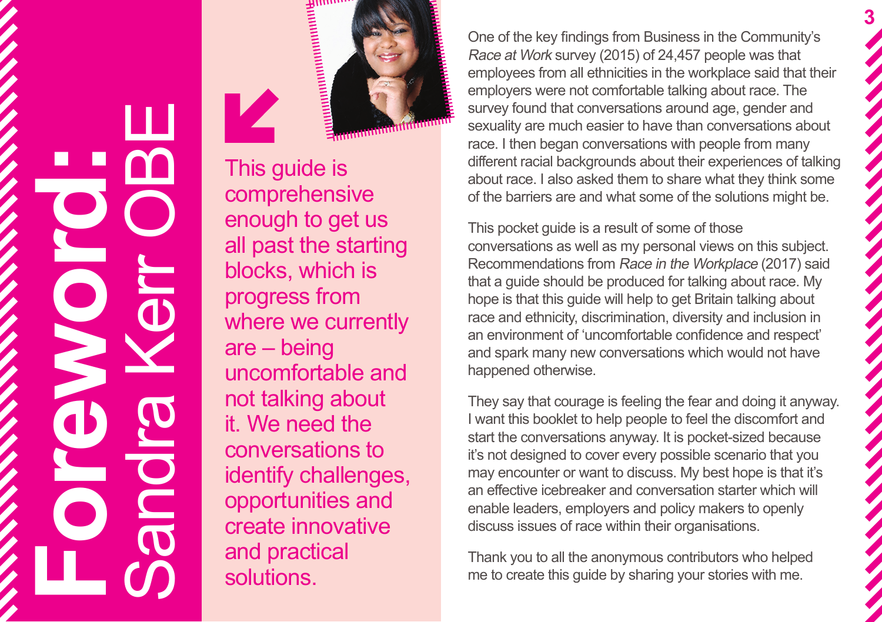# Foreword: Sandra Kerr OBE

This guide is comprehensive enough to get us all past the starting blocks, which is progress from where we currently are – being uncomfortable and not talking about it. We need the conversations to identify challenges, opportunities and create innovative and practical solutions.

One of the key findings from Business in the Community's *Race at Work* survey (2015) of 24,457 people was that employees from all ethnicities in the workplace said that their employers were not comfortable talking about race. The survey found that conversations around age, gender and sexuality are much easier to have than conversations about race. I then began conversations with people from many different racial backgrounds about their experiences of talking about race. I also asked them to share what they think some of the barriers are and what some of the solutions might be.

This pocket guide is a result of some of those conversations as well as my personal views on this subject. Recommendations from *Race in the Workplace* (2017) said that a guide should be produced for talking about race. My hope is that this guide will help to get Britain talking about race and ethnicity, discrimination, diversity and inclusion in an environment of 'uncomfortable confidence and respect' and spark many new conversations which would not have happened otherwise.

They say that courage is feeling the fear and doing it anyway. I want this booklet to help people to feel the discomfort and start the conversations anyway. It is pocket-sized because it's not designed to cover every possible scenario that you may encounter or want to discuss. My best hope is that it's an effective icebreaker and conversation starter which will enable leaders, employers and policy makers to openly discuss issues of race within their organisations.

Thank you to all the anonymous contributors who helped me to create this guide by sharing your stories with me.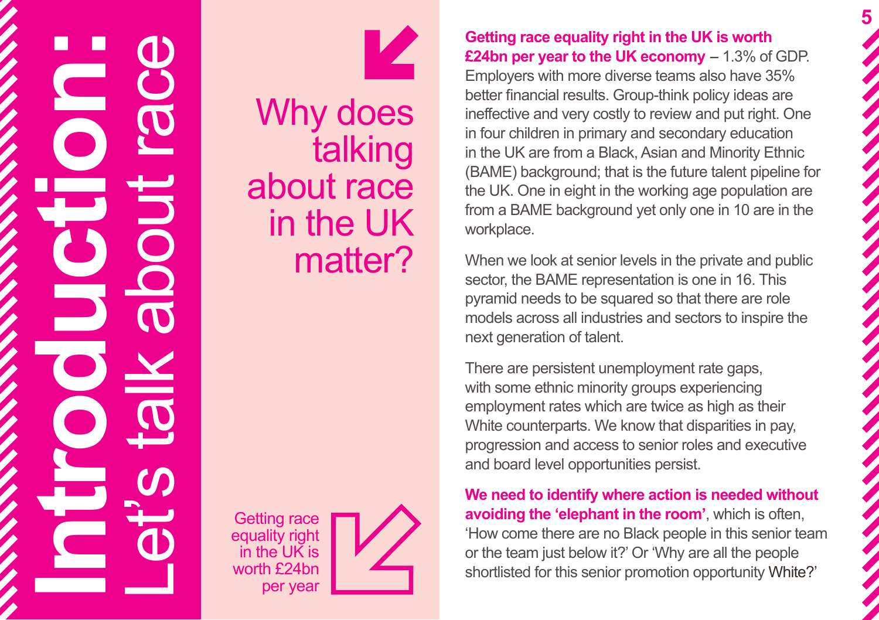# Introduction: Let's talk about race

## Why does talking about race in the UK matter?

Getting race equality right in the UK is worth £24bn per year

**Getting race equality right in the UK is worth £24bn per year to the UK economy** – 1.3% of GDP. Employers with more diverse teams also have 35% better financial results. Group-think policy ideas are ineffective and very costly to review and put right. One in four children in primary and secondary education in the UK are from a Black, Asian and Minority Ethnic (BAME) background; that is the future talent pipeline for the UK. One in eight in the working age population are from a BAME background yet only one in 10 are in the workplace.

When we look at senior levels in the private and public sector, the BAME representation is one in 16. This pyramid needs to be squared so that there are role models across all industries and sectors to inspire the next generation of talent.

There are persistent unemployment rate gaps, with some ethnic minority groups experiencing employment rates which are twice as high as their White counterparts. We know that disparities in pay, progression and access to senior roles and executive and board level opportunities persist.

**We need to identify where action is needed without avoiding the 'elephant in the room'**, which is often, 'How come there are no Black people in this senior team or the team just below it?' Or 'Why are all the people shortlisted for this senior promotion opportunity White?'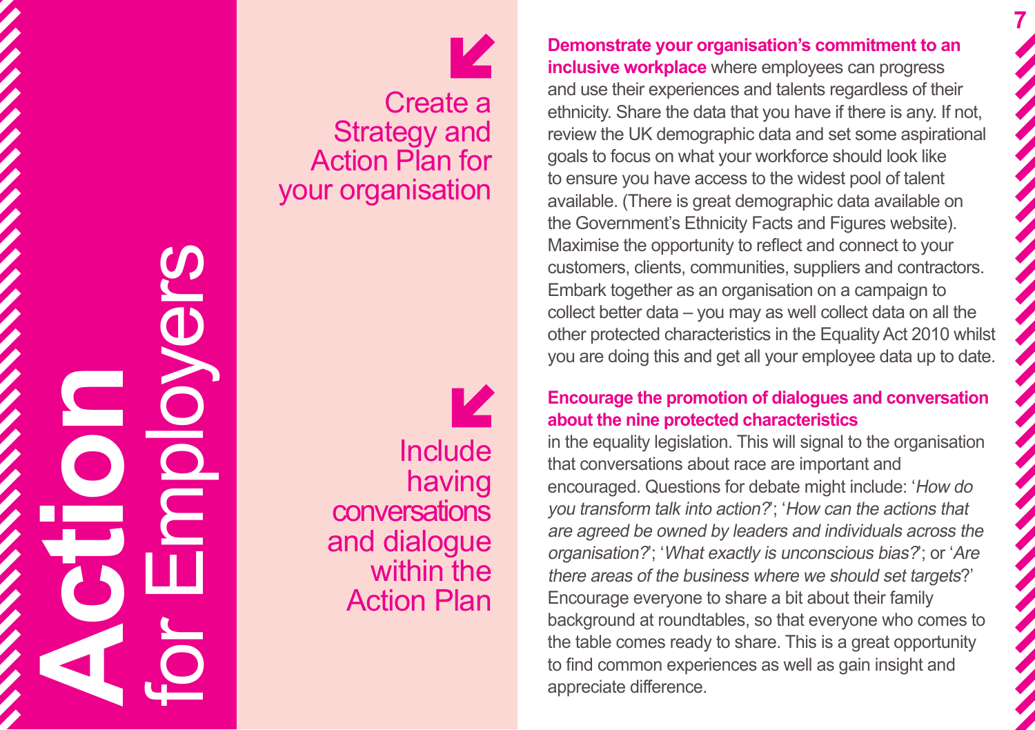# Action for Employers

## Create a Strategy and Action Plan for your organisation

**Demonstrate your organisation's commitment to an inclusive workplace** where employees can progress and use their experiences and talents regardless of their ethnicity. Share the data that you have if there is any. If not, review the UK demographic data and set some aspirational goals to focus on what your workforce should look like to ensure you have access to the widest pool of talent available. (There is great demographic data available on the Government's Ethnicity Facts and Figures website). Maximise the opportunity to reflect and connect to your customers, clients, communities, suppliers and contractors. Embark together as an organisation on a campaign to collect better data – you may as well collect data on all the other protected characteristics in the Equality Act 2010 whilst you are doing this and get all your employee data up to date.

## Include having conversations and dialogue within the Action Plan

**Encourage the promotion of dialogues and conversation about the nine protected characteristics** in the equality legislation. This will signal to the organisation that conversations about race are important and encouraged. Questions for debate might include: '*How do you transform talk into action?*'; '*How can the actions that are agreed be owned by leaders and individuals across the organisation?*'; '*What exactly is unconscious bias?*'; or '*Are there areas of the business where we should set targets*?' Encourage everyone to share a bit about their family background at roundtables, so that everyone who comes to the table comes ready to share. This is a great opportunity to find common experiences as well as gain insight and appreciate difference.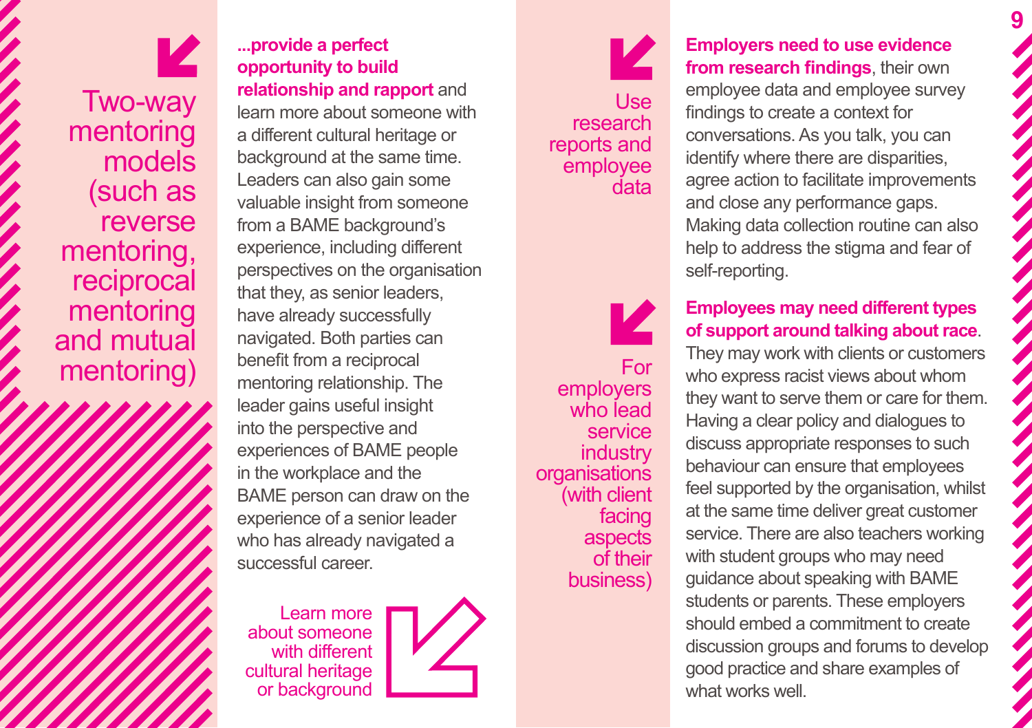## Two-way mentoring models (such as reverse mentoring, reciprocal mentoring and mutual mentoring)

**...provide a perfect opportunity to build relationship and rapport** and learn more about someone with a different cultural heritage or background at the same time. Leaders can also gain some valuable insight from someone from a BAME background's experience, including different perspectives on the organisation that they, as senior leaders, have already successfully navigated. Both parties can benefit from a reciprocal mentoring relationship. The leader gains useful insight into the perspective and experiences of BAME people in the workplace and the BAME person can draw on the experience of a senior leader who has already navigated a successful career.

Learn more about someone with different cultural heritage or background

## Use research reports and employee data

**Employers need to use evidence from research findings**, their own employee data and employee survey findings to create a context for conversations. As you talk, you can identify where there are disparities, agree action to facilitate improvements and close any performance gaps. Making data collection routine can also help to address the stigma and fear of self-reporting.

## For employers who lead service industry organisations (with client facing aspects of their business)

**Employees may need different types of support around talking about race**. They may work with clients or customers who express racist views about whom they want to serve them or care for them. Having a clear policy and dialogues to discuss appropriate responses to such behaviour can ensure that employees feel supported by the organisation, whilst at the same time deliver great customer service. There are also teachers working with student groups who may need guidance about speaking with BAME students or parents. These employers should embed a commitment to create discussion groups and forums to develop good practice and share examples of what works well.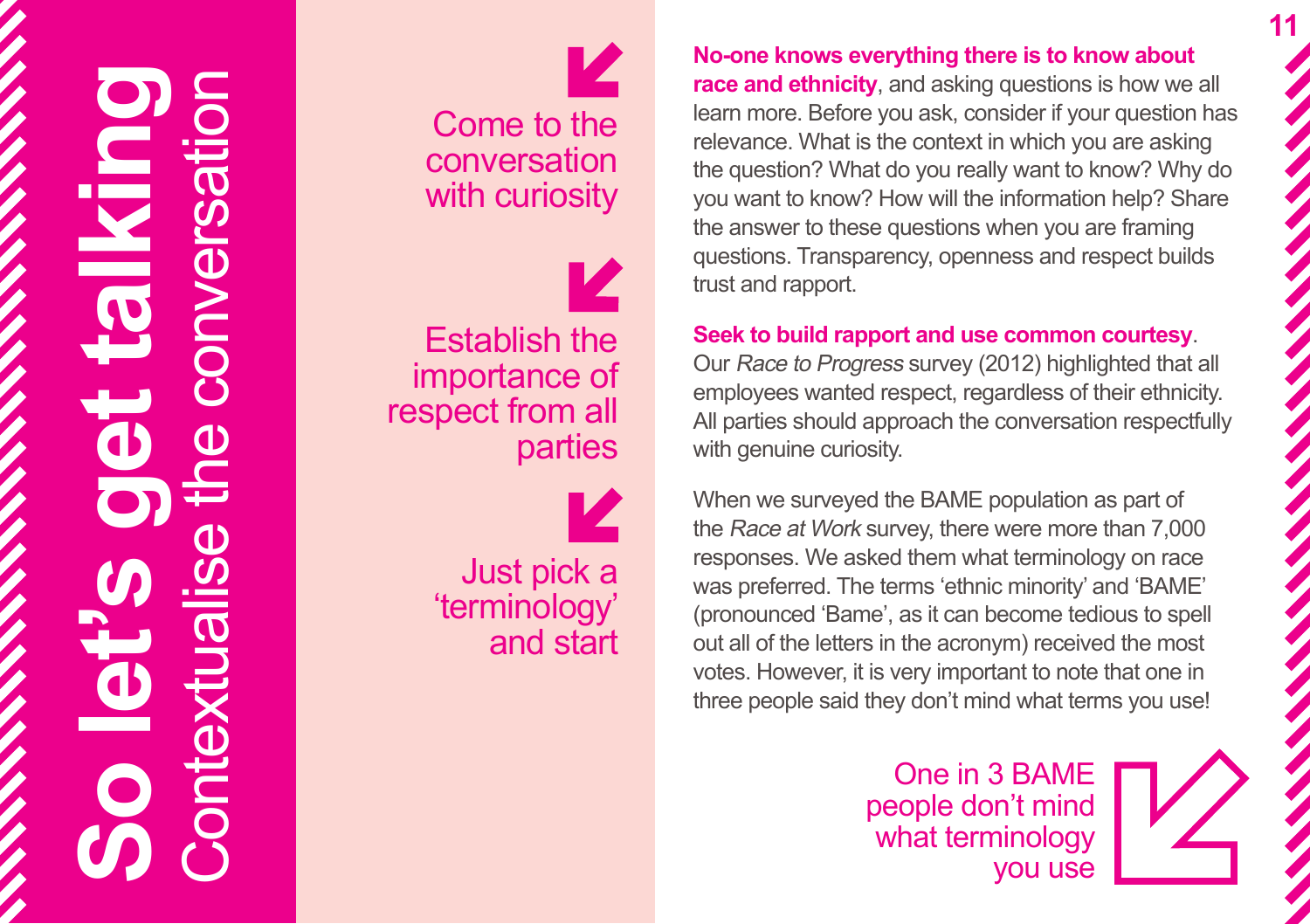# So let's get talking

## Contextualise the conversation

Come to the conversation with curiosity

Establish the importance of respect from all parties

Just pick a 'terminology' and start

**No-one knows everything there is to know about race and ethnicity**, and asking questions is how we all learn more. Before you ask, consider if your question has relevance. What is the context in which you are asking the question? What do you really want to know? Why do you want to know? How will the information help? Share the answer to these questions when you are framing questions. Transparency, openness and respect builds trust and rapport.

**Seek to build rapport and use common courtesy**. Our *Race to Progress* survey (2012) highlighted that all employees wanted respect, regardless of their ethnicity. All parties should approach the conversation respectfully with genuine curiosity.

When we surveyed the BAME population as part of the *Race at Work* survey, there were more than 7,000 responses. We asked them what terminology on race was preferred. The terms 'ethnic minority' and 'BAME' (pronounced 'Bame', as it can become tedious to spell out all of the letters in the acronym) received the most votes. However, it is very important to note that one in three people said they don't mind what terms you use!

One in 3 BAME people don't mind what terminology you use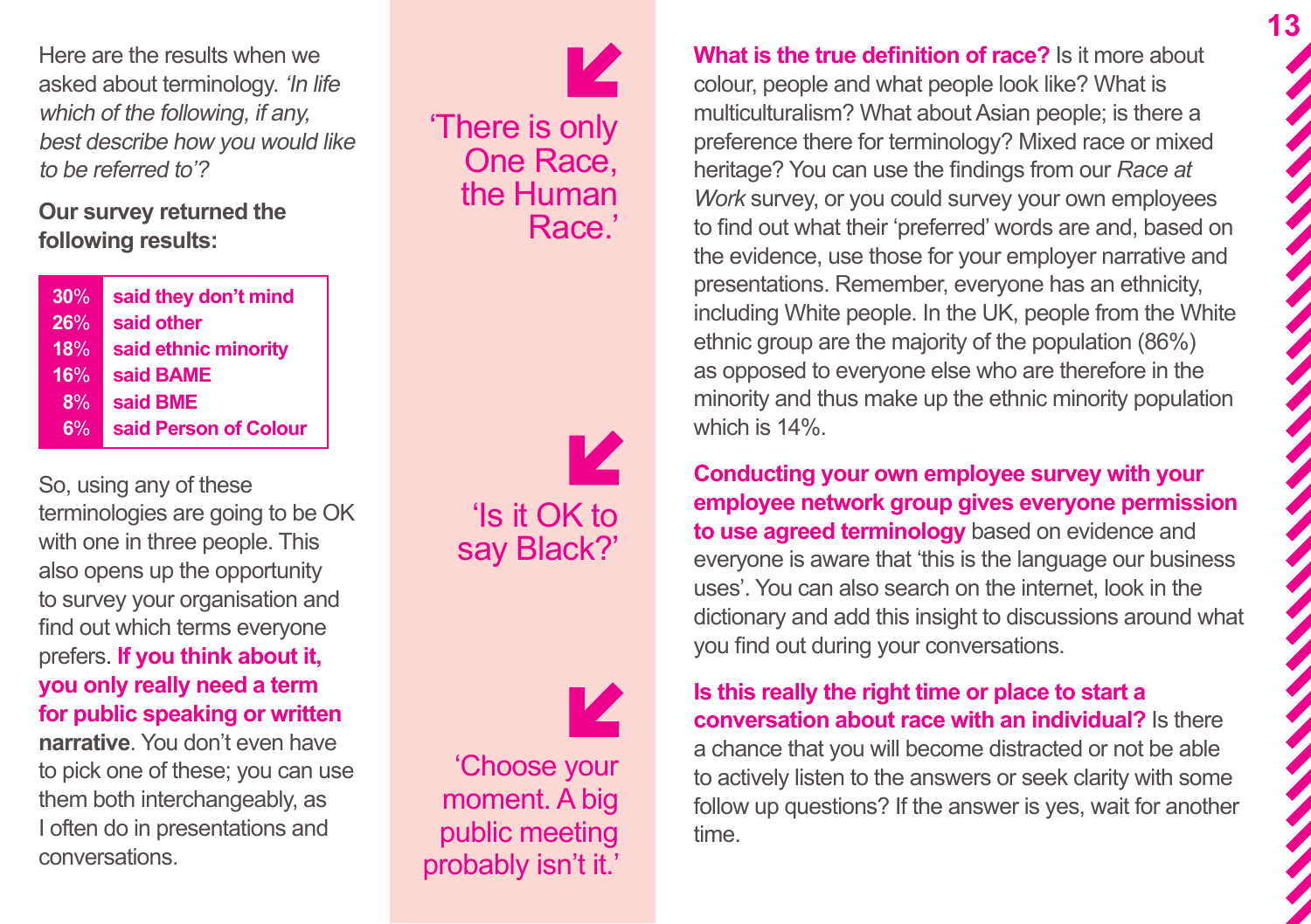Here are the results when we asked about terminology. *'In life which of the following, if any, best describe how you would like to be referred to'?*

**Our survey returned the following results:**

| | |
|---|---|
| 30% | **said they don't mind** |
| 26% | **said other** |
| 18% | **said ethnic minority** |
| 16% | **said BAME** |
| 8% | **said BME** |
| 6% | **said Person of Colour** |

So, using any of these terminologies are going to be OK with one in three people. This also opens up the opportunity to survey your organisation and find out which terms everyone prefers. **If you think about it, you only really need a term for public speaking or written narrative**. You don't even have to pick one of these; you can use them both interchangeably, as I often do in presentations and conversations.

> 'There is only One Race, the Human Race.'

> 'Is it OK to say Black?'

> 'Choose your moment. A big public meeting probably isn't it.'

**What is the true definition of race?** Is it more about colour, people and what people look like? What is multiculturalism? What about Asian people; is there a preference there for terminology? Mixed race or mixed heritage? You can use the findings from our *Race at Work* survey, or you could survey your own employees to find out what their 'preferred' words are and, based on the evidence, use those for your employer narrative and presentations. Remember, everyone has an ethnicity, including White people. In the UK, people from the White ethnic group are the majority of the population (86%) as opposed to everyone else who are therefore in the minority and thus make up the ethnic minority population which is 14%.

**Conducting your own employee survey with your employee network group gives everyone permission to use agreed terminology** based on evidence and everyone is aware that 'this is the language our business uses'. You can also search on the internet, look in the dictionary and add this insight to discussions around what you find out during your conversations.

**Is this really the right time or place to start a conversation about race with an individual?** Is there a chance that you will become distracted or not be able to actively listen to the answers or seek clarity with some follow up questions? If the answer is yes, wait for another time.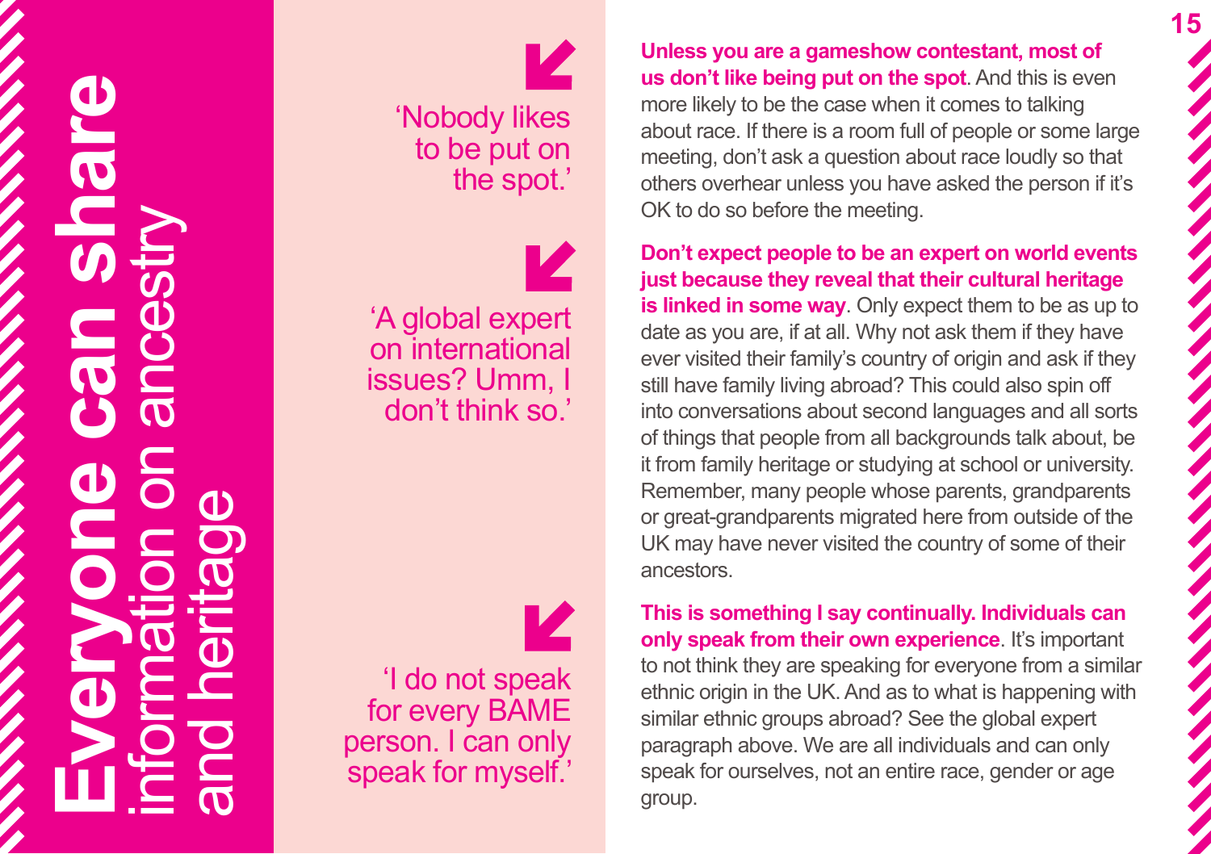# **Everyone can share** information on ancestry and heritage

'Nobody likes to be put on the spot.'

'A global expert on international issues? Umm, I don't think so.'

'I do not speak for every BAME person. I can only speak for myself.'

**Unless you are a gameshow contestant, most of us don't like being put on the spot**. And this is even more likely to be the case when it comes to talking about race. If there is a room full of people or some large meeting, don't ask a question about race loudly so that others overhear unless you have asked the person if it's OK to do so before the meeting.

**Don't expect people to be an expert on world events just because they reveal that their cultural heritage is linked in some way**. Only expect them to be as up to date as you are, if at all. Why not ask them if they have ever visited their family's country of origin and ask if they still have family living abroad? This could also spin off into conversations about second languages and all sorts of things that people from all backgrounds talk about, be it from family heritage or studying at school or university. Remember, many people whose parents, grandparents or great-grandparents migrated here from outside of the UK may have never visited the country of some of their ancestors.

**This is something I say continually. Individuals can only speak from their own experience**. It's important to not think they are speaking for everyone from a similar ethnic origin in the UK. And as to what is happening with similar ethnic groups abroad? See the global expert paragraph above. We are all individuals and can only speak for ourselves, not an entire race, gender or age group.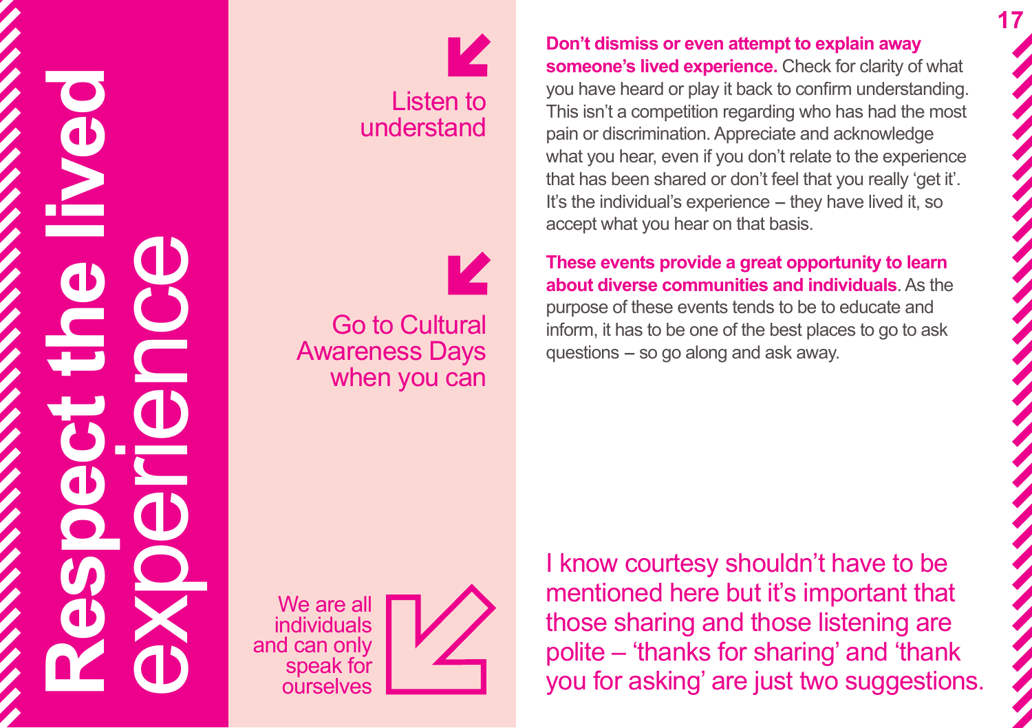# Respect the lived experience

## Listen to understand

**Don't dismiss or even attempt to explain away someone's lived experience.** Check for clarity of what you have heard or play it back to confirm understanding. This isn't a competition regarding who has had the most pain or discrimination. Appreciate and acknowledge what you hear, even if you don't relate to the experience that has been shared or don't feel that you really 'get it'. It's the individual's experience – they have lived it, so accept what you hear on that basis.

## Go to Cultural Awareness Days when you can

**These events provide a great opportunity to learn about diverse communities and individuals**. As the purpose of these events tends to be to educate and inform, it has to be one of the best places to go to ask questions – so go along and ask away.

## We are all individuals and can only speak for ourselves

I know courtesy shouldn't have to be mentioned here but it's important that those sharing and those listening are polite – 'thanks for sharing' and 'thank you for asking' are just two suggestions.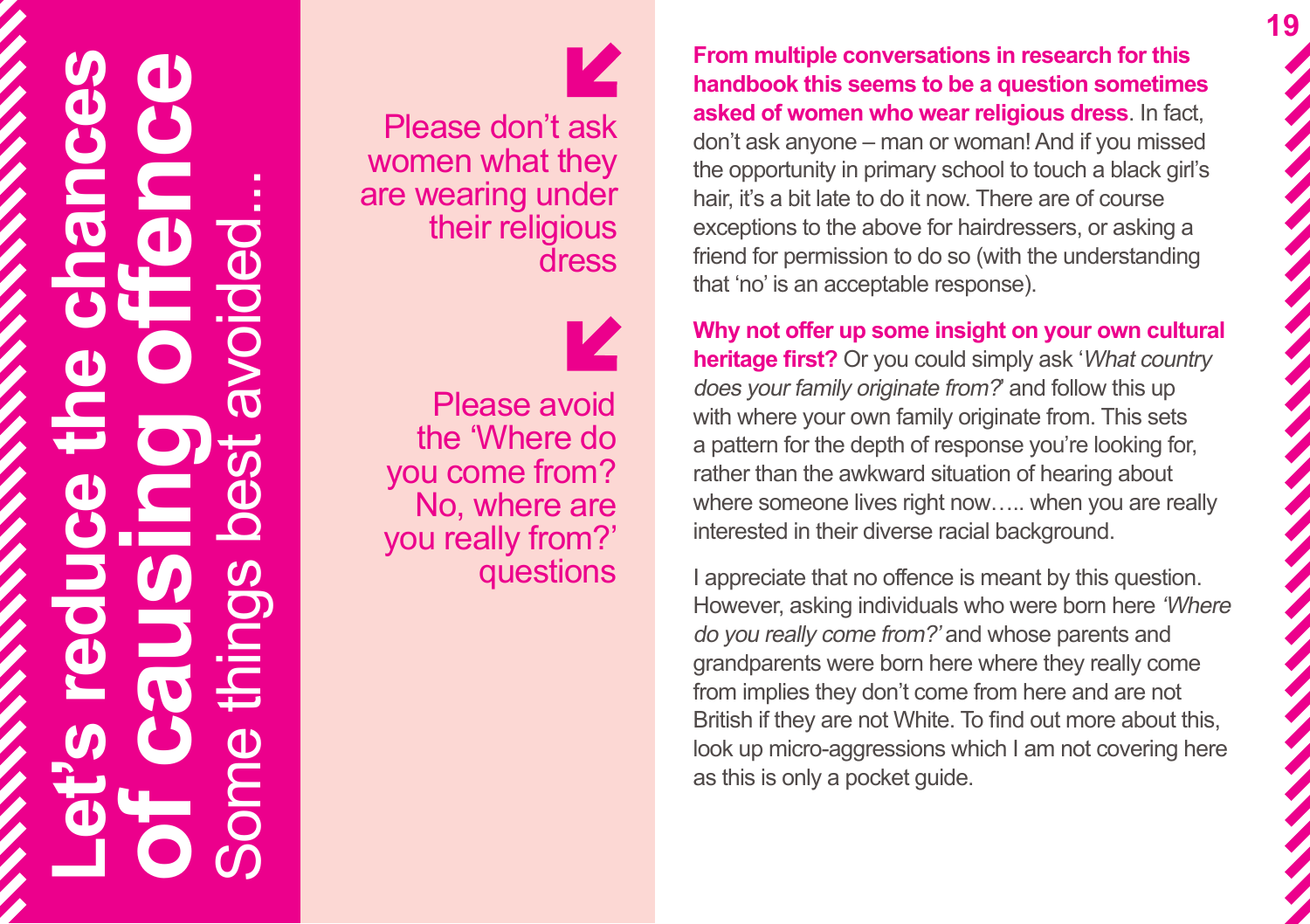# Let's reduce the chances of causing offence

## Some things best avoided…

Please don't ask women what they are wearing under their religious dress

Please avoid the 'Where do you come from? No, where are you really from?' questions

**From multiple conversations in research for this handbook this seems to be a question sometimes asked of women who wear religious dress**. In fact, don't ask anyone – man or woman! And if you missed the opportunity in primary school to touch a black girl's hair, it's a bit late to do it now. There are of course exceptions to the above for hairdressers, or asking a friend for permission to do so (with the understanding that 'no' is an acceptable response).

**Why not offer up some insight on your own cultural heritage first?** Or you could simply ask '*What country does your family originate from?*' and follow this up with where your own family originate from. This sets a pattern for the depth of response you're looking for, rather than the awkward situation of hearing about where someone lives right now….. when you are really interested in their diverse racial background.

I appreciate that no offence is meant by this question. However, asking individuals who were born here *'Where do you really come from?'* and whose parents and grandparents were born here where they really come from implies they don't come from here and are not British if they are not White. To find out more about this, look up micro-aggressions which I am not covering here as this is only a pocket guide.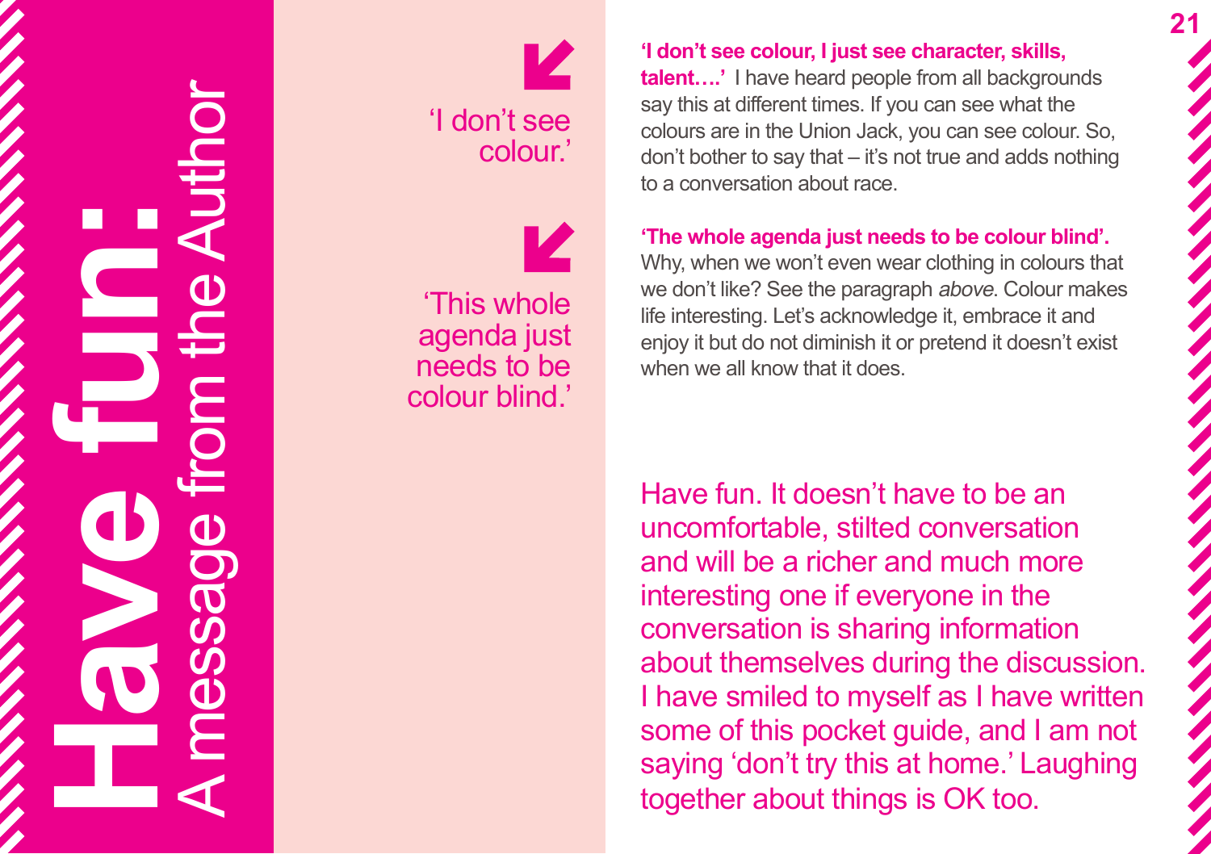# Have fun:

## A message from the Author

> 'I don't see colour.'

> 'This whole agenda just needs to be colour blind.'

**'I don't see colour, I just see character, skills, talent….'** I have heard people from all backgrounds say this at different times. If you can see what the colours are in the Union Jack, you can see colour. So, don't bother to say that – it's not true and adds nothing to a conversation about race.

**'The whole agenda just needs to be colour blind'.** Why, when we won't even wear clothing in colours that we don't like? See the paragraph *above*. Colour makes life interesting. Let's acknowledge it, embrace it and enjoy it but do not diminish it or pretend it doesn't exist when we all know that it does.

Have fun. It doesn't have to be an uncomfortable, stilted conversation and will be a richer and much more interesting one if everyone in the conversation is sharing information about themselves during the discussion. I have smiled to myself as I have written some of this pocket guide, and I am not saying 'don't try this at home.' Laughing together about things is OK too.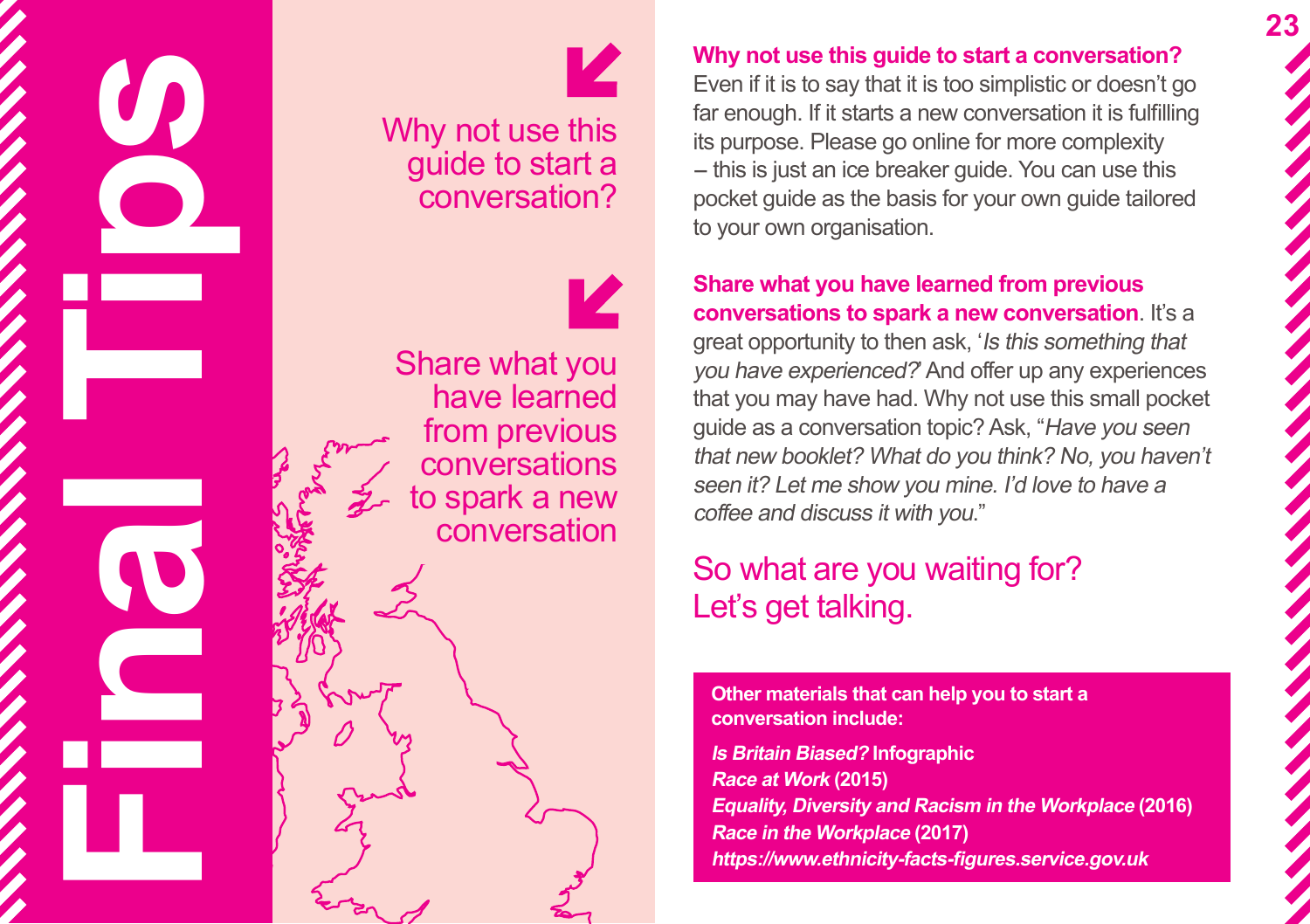# Final Tips

Why not use this guide to start a conversation?

Share what you have learned from previous conversations to spark a new conversation

**Why not use this guide to start a conversation?**
Even if it is to say that it is too simplistic or doesn't go far enough. If it starts a new conversation it is fulfilling its purpose. Please go online for more complexity – this is just an ice breaker guide. You can use this pocket guide as the basis for your own guide tailored to your own organisation.

**Share what you have learned from previous conversations to spark a new conversation**. It's a great opportunity to then ask, '*Is this something that you have experienced?*' And offer up any experiences that you may have had. Why not use this small pocket guide as a conversation topic? Ask, "*Have you seen that new booklet? What do you think? No, you haven't seen it? Let me show you mine. I'd love to have a coffee and discuss it with you*."

## So what are you waiting for? Let's get talking.

**Other materials that can help you to start a conversation include:**

***Is Britain Biased?* Infographic**
***Race at Work* (2015)**
***Equality, Diversity and Racism in the Workplace* (2016)**
***Race in the Workplace* (2017)**
***https://www.ethnicity-facts-figures.service.gov.uk***